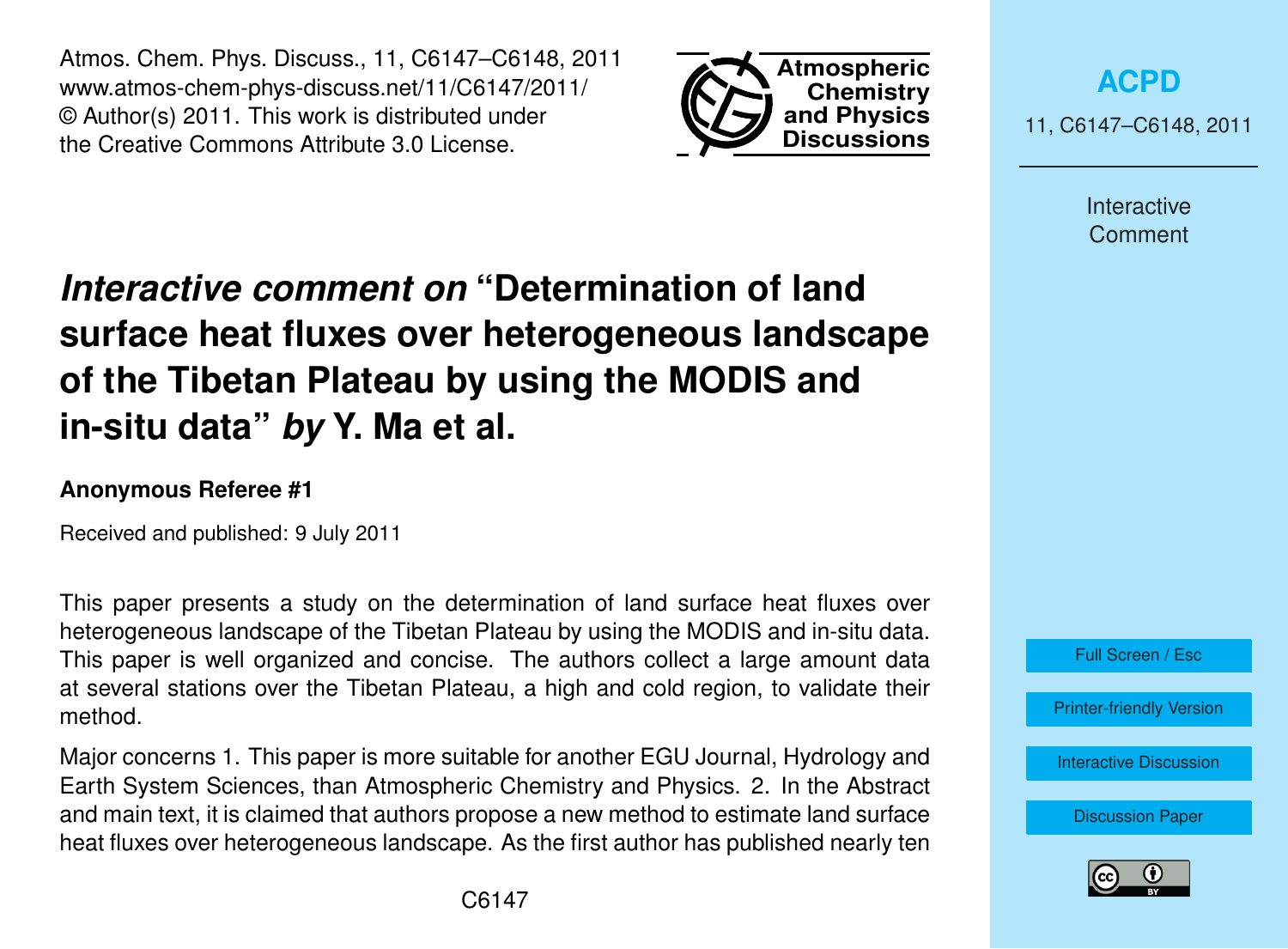# *Interactive comment on* "Determination of land surface heat fluxes over heterogeneous landscape of the Tibetan Plateau by using the MODIS and in-situ data" *by* Y. Ma et al.

**Anonymous Referee #1**

Received and published: 9 July 2011

This paper presents a study on the determination of land surface heat fluxes over heterogeneous landscape of the Tibetan Plateau by using the MODIS and in-situ data. This paper is well organized and concise. The authors collect a large amount data at several stations over the Tibetan Plateau, a high and cold region, to validate their method.

Major concerns 1. This paper is more suitable for another EGU Journal, Hydrology and Earth System Sciences, than Atmospheric Chemistry and Physics. 2. In the Abstract and main text, it is claimed that authors propose a new method to estimate land surface heat fluxes over heterogeneous landscape. As the first author has published nearly ten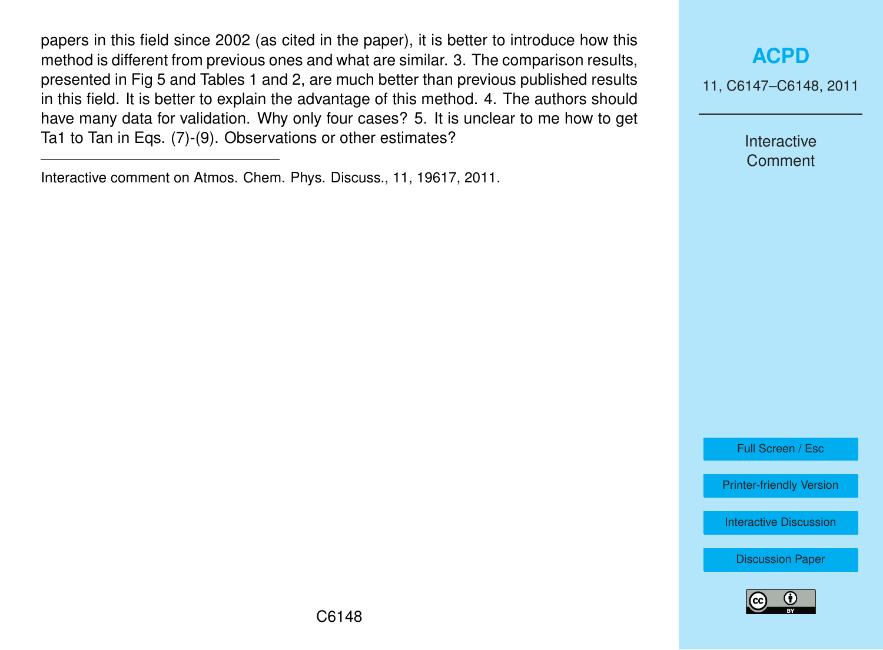papers in this field since 2002 (as cited in the paper), it is better to introduce how this method is different from previous ones and what are similar. 3. The comparison results, presented in Fig 5 and Tables 1 and 2, are much better than previous published results in this field. It is better to explain the advantage of this method. 4. The authors should have many data for validation. Why only four cases? 5. It is unclear to me how to get Ta1 to Tan in Eqs. (7)-(9). Observations or other estimates?

---

Interactive comment on Atmos. Chem. Phys. Discuss., 11, 19617, 2011.